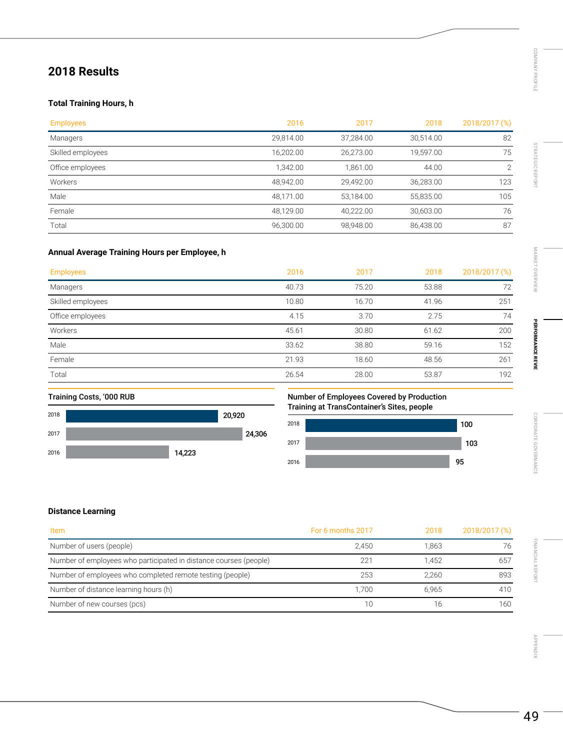## 2018 Results

### Total Training Hours, h

| Employees | 2016 | 2017 | 2018 | 2018/2017 (%) |
|---|---|---|---|---|
| Managers | 29,814.00 | 37,284.00 | 30,514.00 | 82 |
| Skilled employees | 16,202.00 | 26,273.00 | 19,597.00 | 75 |
| Office employees | 1,342.00 | 1,861.00 | 44.00 | 2 |
| Workers | 48,942.00 | 29,492.00 | 36,283.00 | 123 |
| Male | 48,171.00 | 53,184.00 | 55,835.00 | 105 |
| Female | 48,129.00 | 40,222.00 | 30,603.00 | 76 |
| Total | 96,300.00 | 98,948.00 | 86,438.00 | 87 |

### Annual Average Training Hours per Employee, h

| Employees | 2016 | 2017 | 2018 | 2018/2017 (%) |
|---|---|---|---|---|
| Managers | 40.73 | 75.20 | 53.88 | 72 |
| Skilled employees | 10.80 | 16.70 | 41.96 | 251 |
| Office employees | 4.15 | 3.70 | 2.75 | 74 |
| Workers | 45.61 | 30.80 | 61.62 | 200 |
| Male | 33.62 | 38.80 | 59.16 | 152 |
| Female | 21.93 | 18.60 | 48.56 | 261 |
| Total | 26.54 | 28.00 | 53.87 | 192 |

### Training Costs, '000 RUB

| Year | Value |
|---|---|
| 2018 | 20,920 |
| 2017 | 24,306 |
| 2016 | 14,223 |

### Number of Employees Covered by Production Training at TransContainer's Sites, people

| Year | Value |
|---|---|
| 2018 | 100 |
| 2017 | 103 |
| 2016 | 95 |

### Distance Learning

| Item | For 6 months 2017 | 2018 | 2018/2017 (%) |
|---|---|---|---|
| Number of users (people) | 2,450 | 1,863 | 76 |
| Number of employees who participated in distance courses (people) | 221 | 1,452 | 657 |
| Number of employees who completed remote testing (people) | 253 | 2,260 | 893 |
| Number of distance learning hours (h) | 1,700 | 6,965 | 410 |
| Number of new courses (pcs) | 10 | 16 | 160 |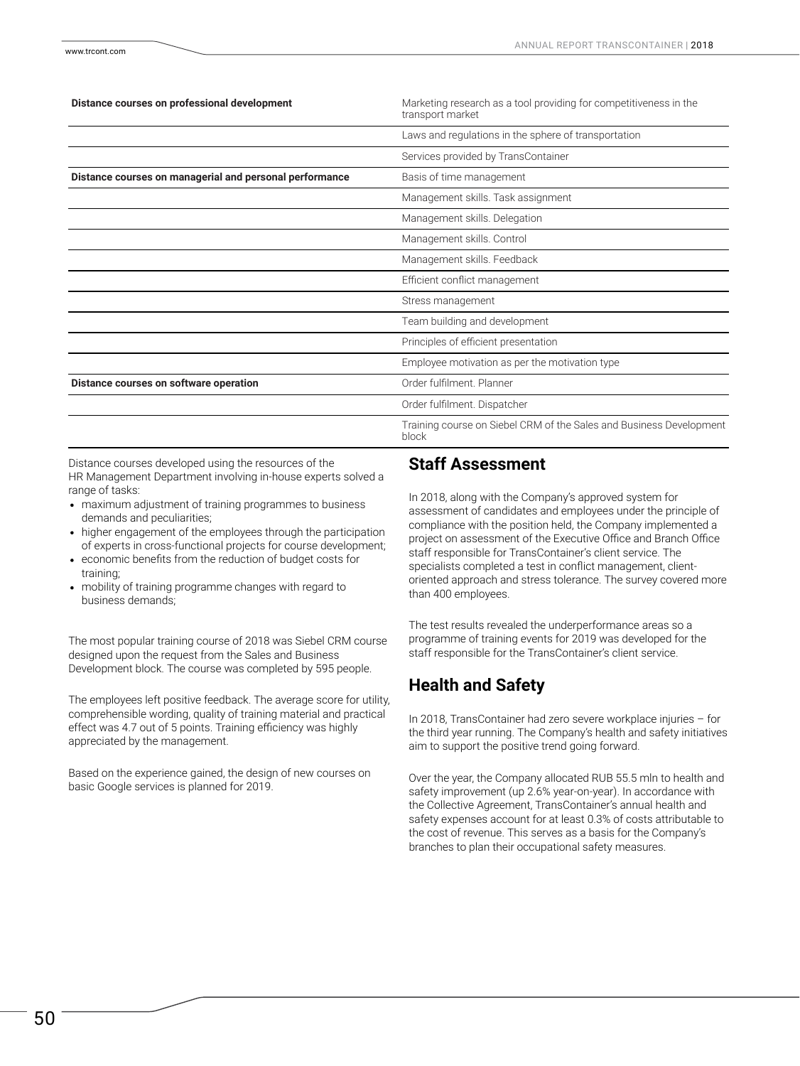| | |
|---|---|
| **Distance courses on professional development** | Marketing research as a tool providing for competitiveness in the transport market |
| | Laws and regulations in the sphere of transportation |
| | Services provided by TransContainer |
| **Distance courses on managerial and personal performance** | Basis of time management |
| | Management skills. Task assignment |
| | Management skills. Delegation |
| | Management skills. Control |
| | Management skills. Feedback |
| | Efficient conflict management |
| | Stress management |
| | Team building and development |
| | Principles of efficient presentation |
| | Employee motivation as per the motivation type |
| **Distance courses on software operation** | Order fulfilment. Planner |
| | Order fulfilment. Dispatcher |
| | Training course on Siebel CRM of the Sales and Business Development block |

Distance courses developed using the resources of the HR Management Department involving in-house experts solved a range of tasks:

- maximum adjustment of training programmes to business demands and peculiarities;
- higher engagement of the employees through the participation of experts in cross-functional projects for course development;
- economic benefits from the reduction of budget costs for training;
- mobility of training programme changes with regard to business demands;

The most popular training course of 2018 was Siebel CRM course designed upon the request from the Sales and Business Development block. The course was completed by 595 people.

The employees left positive feedback. The average score for utility, comprehensible wording, quality of training material and practical effect was 4.7 out of 5 points. Training efficiency was highly appreciated by the management.

Based on the experience gained, the design of new courses on basic Google services is planned for 2019.

## Staff Assessment

In 2018, along with the Company's approved system for assessment of candidates and employees under the principle of compliance with the position held, the Company implemented a project on assessment of the Executive Office and Branch Office staff responsible for TransContainer's client service. The specialists completed a test in conflict management, client-oriented approach and stress tolerance. The survey covered more than 400 employees.

The test results revealed the underperformance areas so a programme of training events for 2019 was developed for the staff responsible for the TransContainer's client service.

## Health and Safety

In 2018, TransContainer had zero severe workplace injuries – for the third year running. The Company's health and safety initiatives aim to support the positive trend going forward.

Over the year, the Company allocated RUB 55.5 mln to health and safety improvement (up 2.6% year-on-year). In accordance with the Collective Agreement, TransContainer's annual health and safety expenses account for at least 0.3% of costs attributable to the cost of revenue. This serves as a basis for the Company's branches to plan their occupational safety measures.